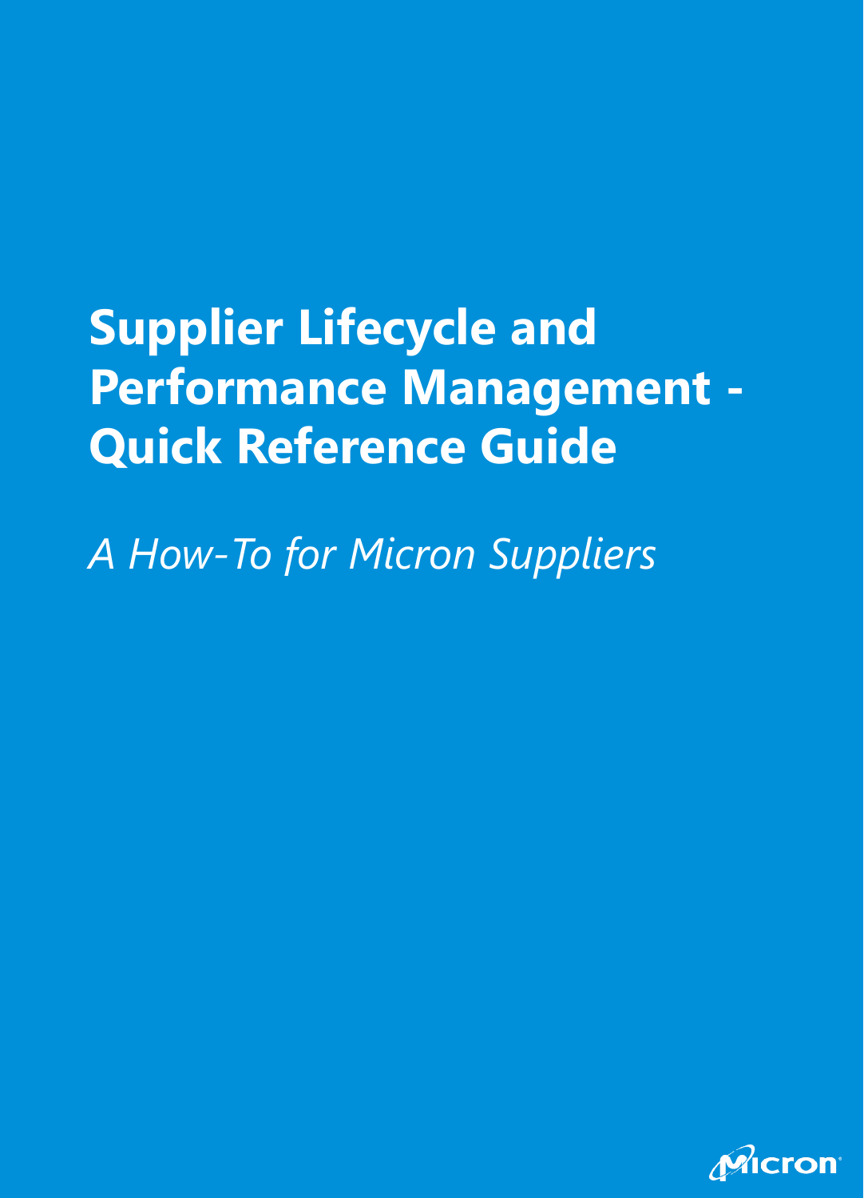# Supplier Lifecycle and Performance Management - Quick Reference Guide

*A How-To for Micron Suppliers*

Micron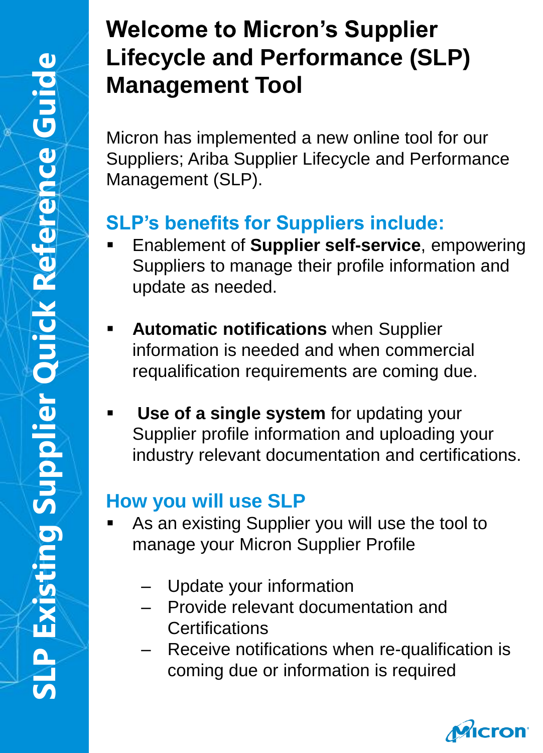# Welcome to Micron's Supplier Lifecycle and Performance (SLP) Management Tool

Micron has implemented a new online tool for our Suppliers; Ariba Supplier Lifecycle and Performance Management (SLP).

## SLP's benefits for Suppliers include:

- Enablement of **Supplier self-service**, empowering Suppliers to manage their profile information and update as needed.
- **Automatic notifications** when Supplier information is needed and when commercial requalification requirements are coming due.
- **Use of a single system** for updating your Supplier profile information and uploading your industry relevant documentation and certifications.

## How you will use SLP

- As an existing Supplier you will use the tool to manage your Micron Supplier Profile
  - Update your information
  - Provide relevant documentation and Certifications
  - Receive notifications when re-qualification is coming due or information is required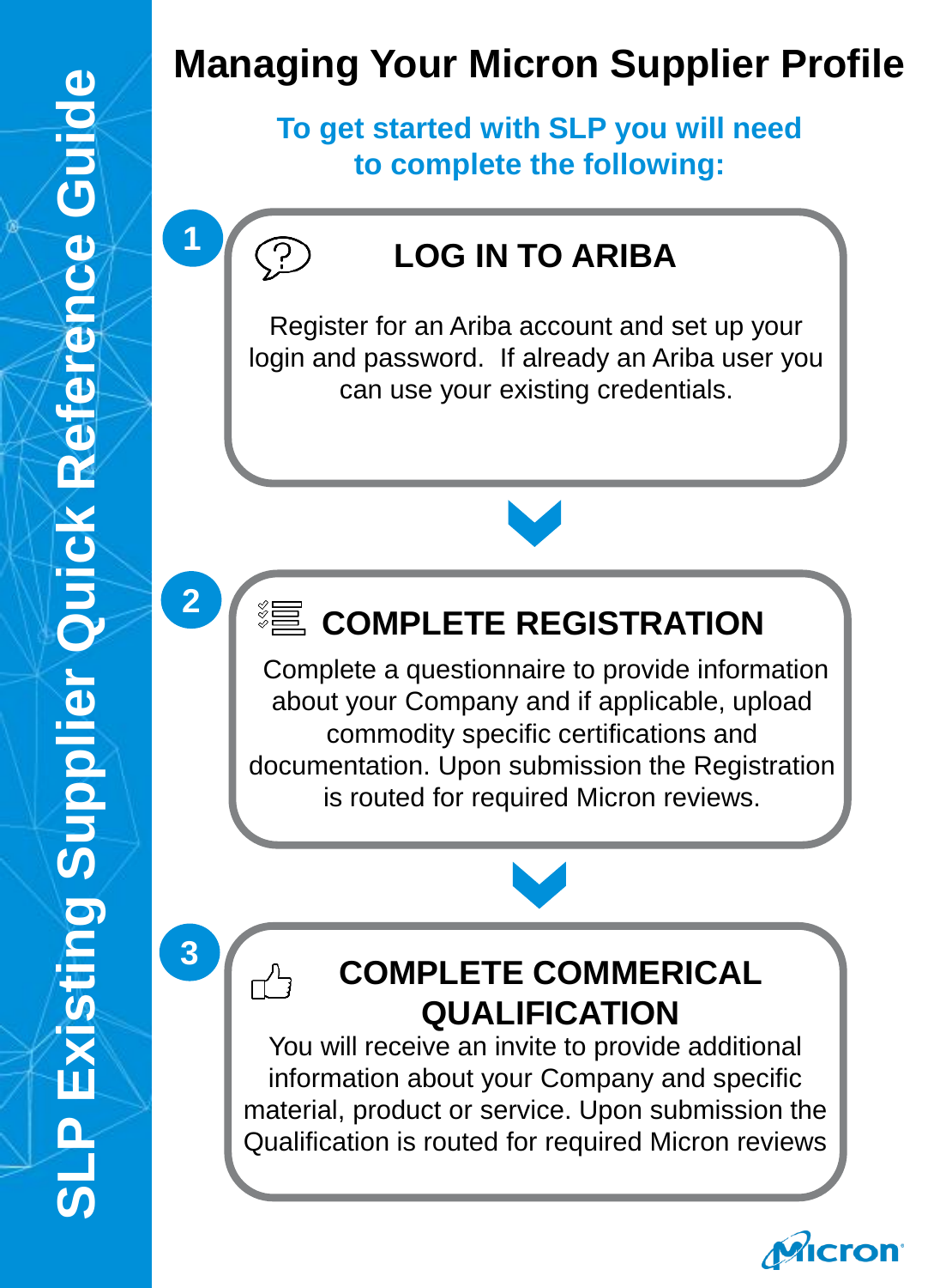# Managing Your Micron Supplier Profile

**To get started with SLP you will need to complete the following:**

## 1 LOG IN TO ARIBA

Register for an Ariba account and set up your login and password. If already an Ariba user you can use your existing credentials.

## 2 COMPLETE REGISTRATION

Complete a questionnaire to provide information about your Company and if applicable, upload commodity specific certifications and documentation. Upon submission the Registration is routed for required Micron reviews.

## 3 COMPLETE COMMERICAL QUALIFICATION

You will receive an invite to provide additional information about your Company and specific material, product or service. Upon submission the Qualification is routed for required Micron reviews

SLP Existing Supplier Quick Reference Guide

Micron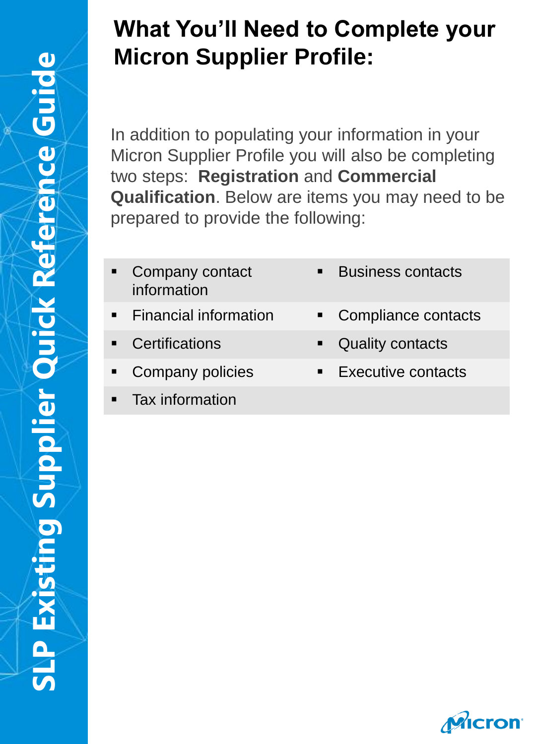# What You'll Need to Complete your Micron Supplier Profile:

In addition to populating your information in your Micron Supplier Profile you will also be completing two steps: **Registration** and **Commercial Qualification**. Below are items you may need to be prepared to provide the following:

- Company contact information
- Financial information
- Certifications
- Company policies
- Tax information
- Business contacts
- Compliance contacts
- Quality contacts
- Executive contacts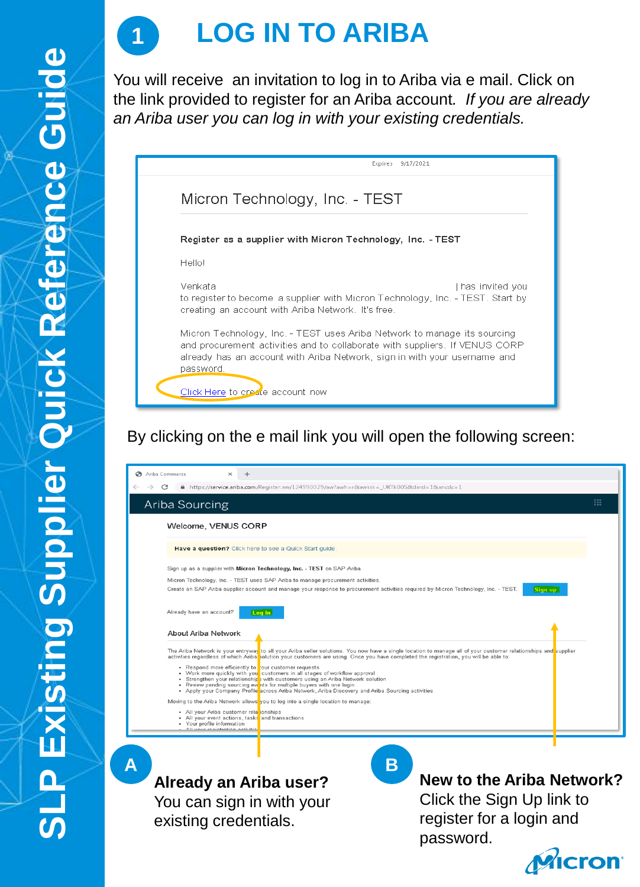# 1 LOG IN TO ARIBA

You will receive an invitation to log in to Ariba via e mail. Click on the link provided to register for an Ariba account. *If you are already an Ariba user you can log in with your existing credentials.*

Expires 9/17/2021

Micron Technology, Inc. - TEST

**Register as a supplier with Micron Technology, Inc. - TEST**

Hello!

Venkata | has invited you to register to become a supplier with Micron Technology, Inc. - TEST. Start by creating an account with Ariba Network. It's free.

Micron Technology, Inc. - TEST uses Ariba Network to manage its sourcing and procurement activities and to collaborate with suppliers. If VENUS CORP already has an account with Ariba Network, sign in with your username and password.

Click Here to create account now

By clicking on the e mail link you will open the following screen:

Ariba Sourcing

Welcome, VENUS CORP

**Have a question?** Click here to see a Quick Start guide.

Sign up as a supplier with **Micron Technology, Inc. - TEST** on SAP Ariba.

Micron Technology, Inc. - TEST uses SAP Ariba to manage procurement activities.

Create an SAP Ariba supplier account and manage your response to procurement activities required by Micron Technology, Inc. - TEST. Sign up

Already have an account? Log in

About Ariba Network

The Ariba Network is your entryway to all your Ariba seller solutions. You now have a single location to manage all of your customer relationships and supplier activities regardless of which Ariba solution your customers are using. Once you have completed the registration, you will be able to:

- Respond more efficiently to your customer requests
- Work more quickly with your customers in all stages of workflow approval
- Strengthen your relationships with customers using an Ariba Network solution
- Review pending sourcing events for multiple buyers with one login
- Apply your Company Profile across Ariba Network, Ariba Discovery and Ariba Sourcing activities

Moving to the Ariba Network allows you to log into a single location to manage:

- All your Ariba customer relationships
- All your event actions, tasks and transactions
- Your profile information

**A** **Already an Ariba user?** You can sign in with your existing credentials.

**B** **New to the Ariba Network?** Click the Sign Up link to register for a login and password.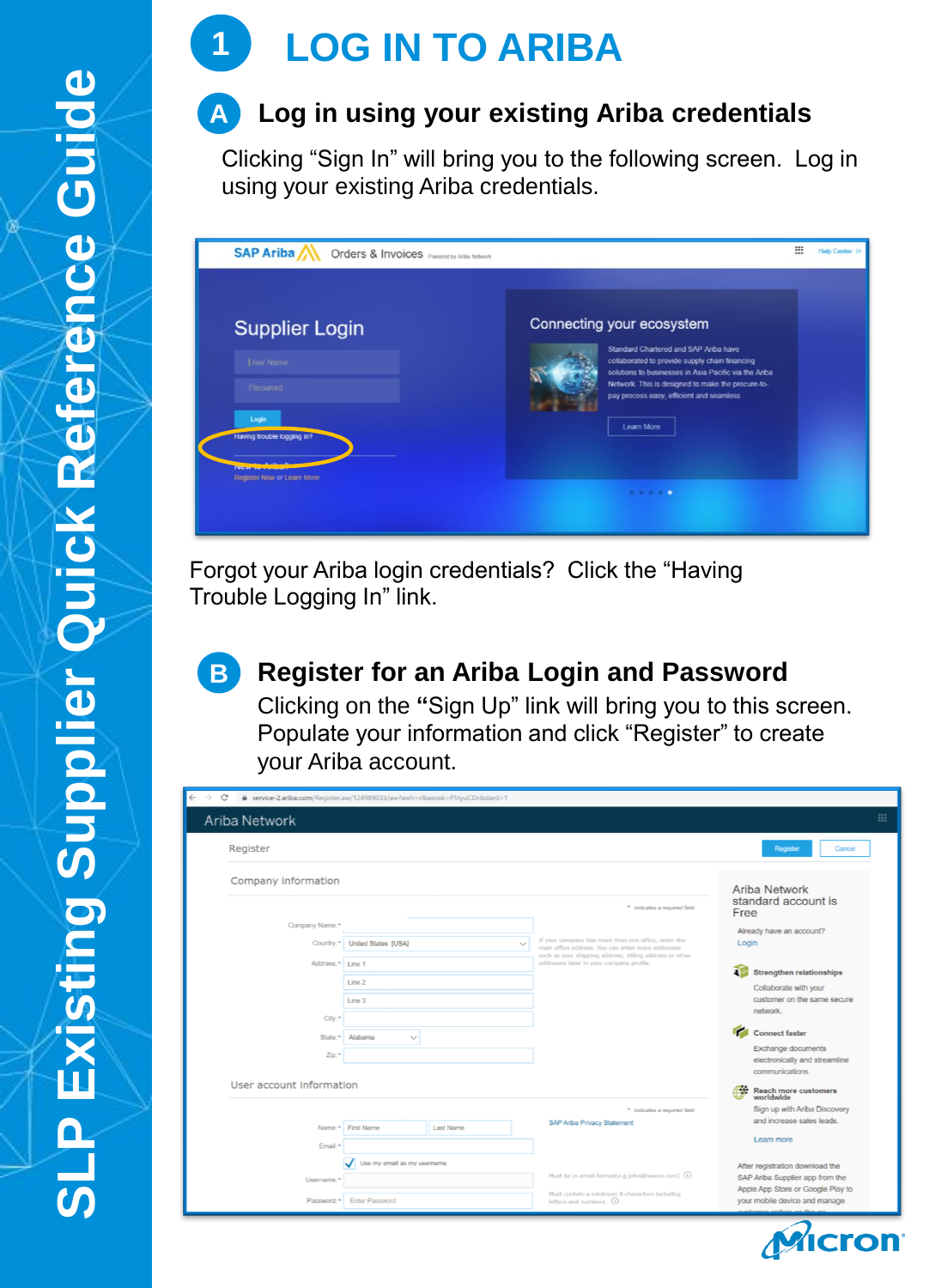# 1 LOG IN TO ARIBA

## A Log in using your existing Ariba credentials

Clicking “Sign In” will bring you to the following screen. Log in using your existing Ariba credentials.

Forgot your Ariba login credentials? Click the “Having Trouble Logging In” link.

## B Register for an Ariba Login and Password

Clicking on the **“**Sign Up” link will bring you to this screen. Populate your information and click “Register” to create your Ariba account.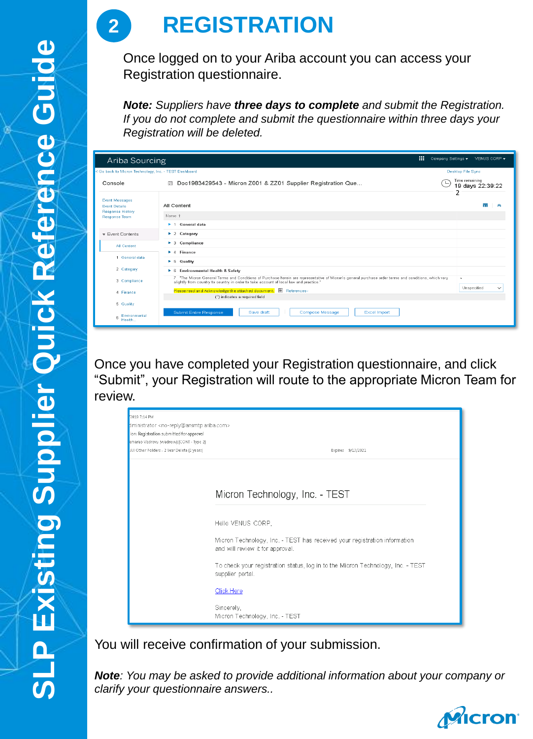# 2 REGISTRATION

Once logged on to your Ariba account you can access your Registration questionnaire.

***Note:** Suppliers have **three days to complete** and submit the Registration. If you do not complete and submit the questionnaire within three days your Registration will be deleted.*

Once you have completed your Registration questionnaire, and click "Submit", your Registration will route to the appropriate Micron Team for review.

You will receive confirmation of your submission.

***Note**: You may be asked to provide additional information about your company or clarify your questionnaire answers..*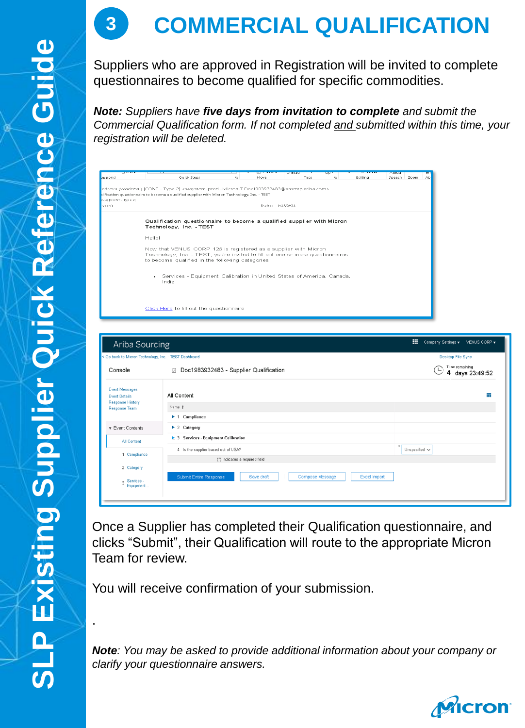# 3 COMMERCIAL QUALIFICATION

Suppliers who are approved in Registration will be invited to complete questionnaires to become qualified for specific commodities.

***Note:** Suppliers have **five days from invitation to complete** and submit the Commercial Qualification form. If not completed and submitted within this time, your registration will be deleted.*

Once a Supplier has completed their Qualification questionnaire, and clicks "Submit", their Qualification will route to the appropriate Micron Team for review.

You will receive confirmation of your submission.

.

***Note**: You may be asked to provide additional information about your company or clarify your questionnaire answers.*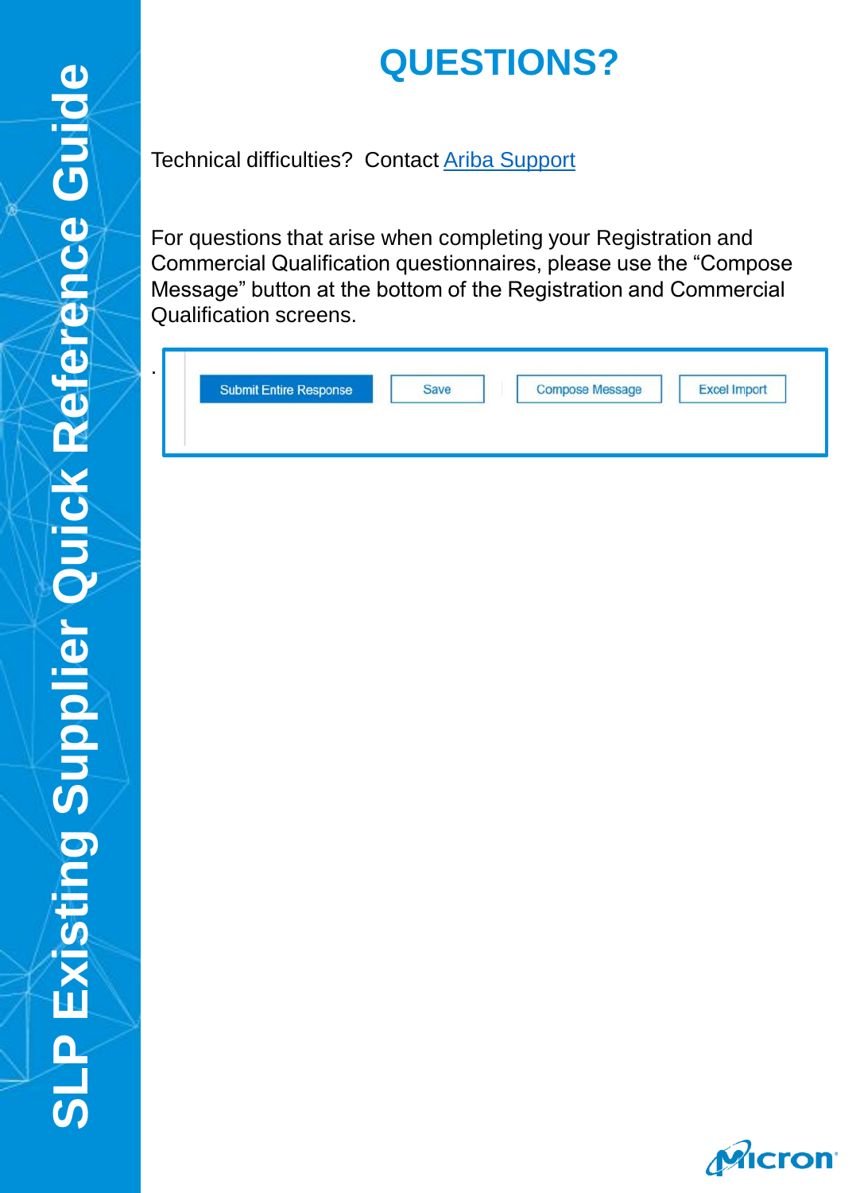# QUESTIONS?

Technical difficulties? Contact Ariba Support

For questions that arise when completing your Registration and Commercial Qualification questionnaires, please use the "Compose Message" button at the bottom of the Registration and Commercial Qualification screens.

Submit Entire Response | Save | Compose Message | Excel Import